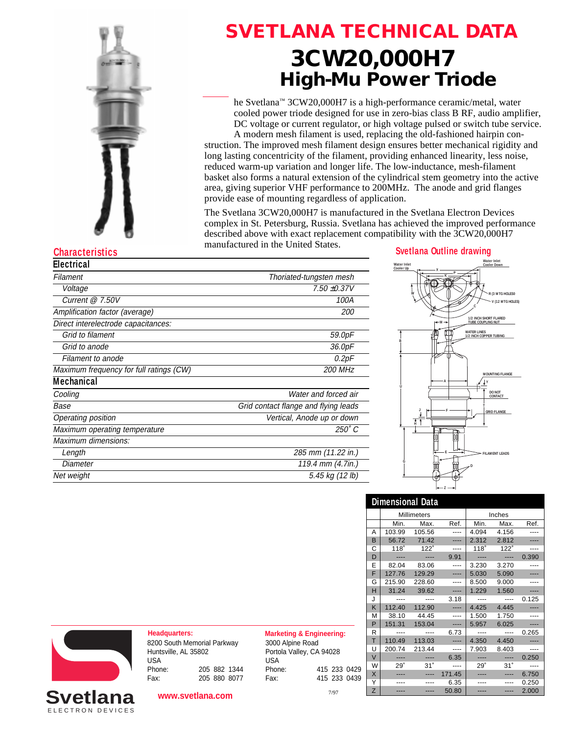# SVETLANA TECHNICAL DATA

# 3CW20,000H7

## High-Mu Power Triode

The Svetlana™ 3CW20,000H7 is a high-performance ceramic/metal, water cooled power triode designed for use in zero-bias class B RF, audio amplifier, DC voltage or current regulator, or high voltage pulsed or switch tube service.

A modern mesh filament is used, replacing the old-fashioned hairpin construction. The improved mesh filament design ensures better mechanical rigidity and long lasting concentricity of the filament, providing enhanced linearity, less noise, reduced warm-up variation and longer life. The low-inductance, mesh-filament basket also forms a natural extension of the cylindrical stem geometry into the active area, giving superior VHF performance to 200MHz. The anode and grid flanges provide ease of mounting regardless of application.

The Svetlana 3CW20,000H7 is manufactured in the Svetlana Electron Devices complex in St. Petersburg, Russia. Svetlana has achieved the improved performance described above with exact replacement compatibility with the 3CW20,000H7 manufactured in the United States.

### Characteristics

#### Electrical

| | |
|---|---|
| *Filament* | *Thoriated-tungsten mesh* |
| *Voltage* | *7.50 ±0.37V* |
| *Current @ 7.50V* | *100A* |
| *Amplification factor (average)* | *200* |
| *Direct interelectrode capacitances:* | |
| *Grid to filament* | *59.0pF* |
| *Grid to anode* | *36.0pF* |
| *Filament to anode* | *0.2pF* |
| *Maximum frequency for full ratings (CW)* | *200 MHz* |

#### Mechanical

| | |
|---|---|
| *Cooling* | *Water and forced air* |
| *Base* | *Grid contact flange and flying leads* |
| *Operating position* | *Vertical, Anode up or down* |
| *Maximum operating temperature* | *250° C* |
| *Maximum dimensions:* | |
| *Length* | *285 mm (11.22 in.)* |
| *Diameter* | *119.4 mm (4.7in.)* |
| *Net weight* | *5.45 kg (12 lb)* |

### Svetlana Outline drawing

Water Inlet Cooler Up; Water Inlet Cooler Down; R (3 MTG HOLES); V (12 MTG HOLES); 1/2 INCH SHORT FLARED TUBE COUPLING NUT; WATER LINES 1/2 INCH COPPER TUBING; MOUNTING FLANGE; DO NOT CONTACT; GRID FLANGE; FILAMENT LEADS

### Dimensional Data

| | Millimeters | | | Inches | | |
|---|---|---|---|---|---|---|
| | Min. | Max. | Ref. | Min. | Max. | Ref. |
| A | 103.99 | 105.56 | ---- | 4.094 | 4.156 | ---- |
| B | 56.72 | 71.42 | ---- | 2.312 | 2.812 | ---- |
| C | 118° | 122° | ---- | 118° | 122° | ---- |
| D | ---- | ---- | 9.91 | ---- | ---- | 0.390 |
| E | 82.04 | 83.06 | ---- | 3.230 | 3.270 | ---- |
| F | 127.76 | 129.29 | ---- | 5.030 | 5.090 | ---- |
| G | 215.90 | 228.60 | ---- | 8.500 | 9.000 | ---- |
| H | 31.24 | 39.62 | ---- | 1.229 | 1.560 | ---- |
| J | ---- | ---- | 3.18 | ---- | ---- | 0.125 |
| K | 112.40 | 112.90 | ---- | 4.425 | 4.445 | ---- |
| M | 38.10 | 44.45 | ---- | 1.500 | 1.750 | ---- |
| P | 151.31 | 153.04 | ---- | 5.957 | 6.025 | ---- |
| R | ---- | ---- | 6.73 | ---- | ---- | 0.265 |
| T | 110.49 | 113.03 | ---- | 4.350 | 4.450 | ---- |
| U | 200.74 | 213.44 | ---- | 7.903 | 8.403 | ---- |
| V | ---- | ---- | 6.35 | ---- | ---- | 0.250 |
| W | 29° | 31° | ---- | 29° | 31° | ---- |
| X | ---- | ---- | 171.45 | ---- | ---- | 6.750 |
| Y | ---- | ---- | 6.35 | ---- | ---- | 0.250 |
| Z | ---- | ---- | 50.80 | ---- | ---- | 2.000 |

**Headquarters:**
8200 South Memorial Parkway
Huntsville, AL 35802
USA
Phone: 205 882 1344
Fax: 205 880 8077

**Marketing & Engineering:**
3000 Alpine Road
Portola Valley, CA 94028
USA
Phone: 415 233 0429
Fax: 415 233 0439

**Svetlana** ELECTRON DEVICES

**www.svetlana.com**

7/97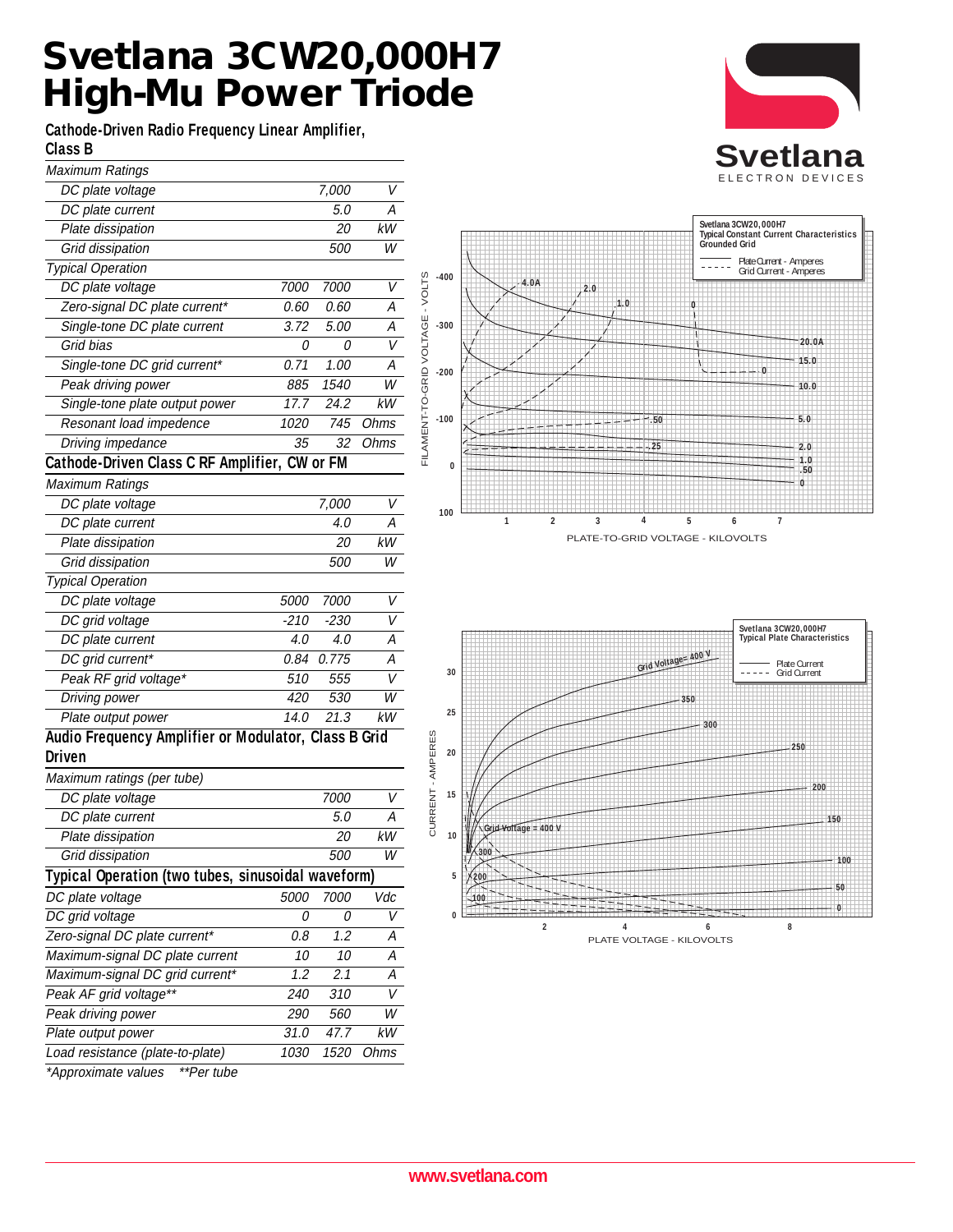# Svetlana 3CW20,000H7
# High-Mu Power Triode

### Cathode-Driven Radio Frequency Linear Amplifier, Class B

| | | | |
|---|---|---|---|
| *Maximum Ratings* | | | |
| *DC plate voltage* | | *7,000* | *V* |
| *DC plate current* | | *5.0* | *A* |
| *Plate dissipation* | | *20* | *kW* |
| *Grid dissipation* | | *500* | *W* |
| *Typical Operation* | | | |
| *DC plate voltage* | *7000* | *7000* | *V* |
| *Zero-signal DC plate current** | *0.60* | *0.60* | *A* |
| *Single-tone DC plate current* | *3.72* | *5.00* | *A* |
| *Grid bias* | *0* | *0* | *V* |
| *Single-tone DC grid current** | *0.71* | *1.00* | *A* |
| *Peak driving power* | *885* | *1540* | *W* |
| *Single-tone plate output power* | *17.7* | *24.2* | *kW* |
| *Resonant load impedence* | *1020* | *745* | *Ohms* |
| *Driving impedance* | *35* | *32* | *Ohms* |

### Cathode-Driven Class C RF Amplifier, CW or FM

| | | | |
|---|---|---|---|
| *Maximum Ratings* | | | |
| *DC plate voltage* | | *7,000* | *V* |
| *DC plate current* | | *4.0* | *A* |
| *Plate dissipation* | | *20* | *kW* |
| *Grid dissipation* | | *500* | *W* |
| *Typical Operation* | | | |
| *DC plate voltage* | *5000* | *7000* | *V* |
| *DC grid voltage* | *-210* | *-230* | *V* |
| *DC plate current* | *4.0* | *4.0* | *A* |
| *DC grid current** | *0.84* | *0.775* | *A* |
| *Peak RF grid voltage** | *510* | *555* | *V* |
| *Driving power* | *420* | *530* | *W* |
| *Plate output power* | *14.0* | *21.3* | *kW* |

### Audio Frequency Amplifier or Modulator, Class B Grid Driven

| | | | |
|---|---|---|---|
| *Maximum ratings (per tube)* | | | |
| *DC plate voltage* | | *7000* | *V* |
| *DC plate current* | | *5.0* | *A* |
| *Plate dissipation* | | *20* | *kW* |
| *Grid dissipation* | | *500* | *W* |

### Typical Operation (two tubes, sinusoidal waveform)

| | | | |
|---|---|---|---|
| *DC plate voltage* | *5000* | *7000* | *Vdc* |
| *DC grid voltage* | *0* | *0* | *V* |
| *Zero-signal DC plate current** | *0.8* | *1.2* | *A* |
| *Maximum-signal DC plate current* | *10* | *10* | *A* |
| *Maximum-signal DC grid current** | *1.2* | *2.1* | *A* |
| *Peak AF grid voltage*** | *240* | *310* | *V* |
| *Peak driving power* | *290* | *560* | *W* |
| *Plate output power* | *31.0* | *47.7* | *kW* |
| *Load resistance (plate-to-plate)* | *1030* | *1520* | *Ohms* |

*\*Approximate values \*\*Per tube*

Svetlana 3CW20,000H7
Typical Constant Current Characteristics
Grounded Grid
Plate Current - Amperes
Grid Current - Amperes

FILAMENT-TO-GRID VOLTAGE - VOLTS
-400 -300 -200 -100 0 100
PLATE-TO-GRID VOLTAGE - KILOVOLTS
1 2 3 4 5 6 7
4.0A 2.0 1.0 0 20.0A 15.0 0 10.0 .50 5.0 .25 2.0 1.0 .50 0

Svetlana 3CW20,000H7
Typical Plate Characteristics
Plate Current
Grid Current

CURRENT - AMPERES
0 5 10 15 20 25 30
PLATE VOLTAGE - KILOVOLTS
2 4 6 8
Grid Voltage= 400 V 350 300 250 200 150 100 50 0
Grid Voltage = 400 V 300 200 100

Svetlana
ELECTRON DEVICES

www.svetlana.com